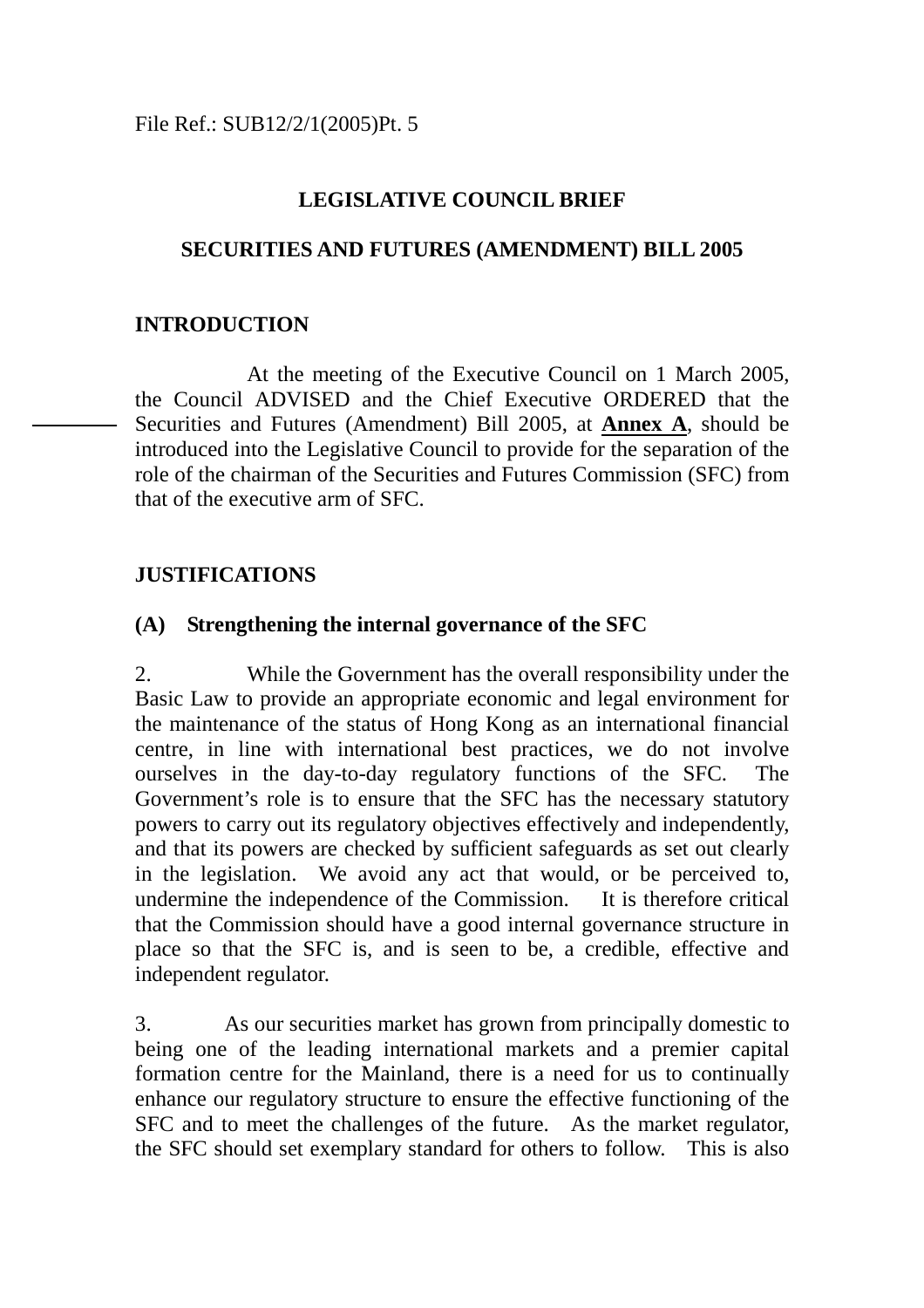File Ref.: SUB12/2/1(2005)Pt. 5

# LEGISLATIVE COUNCIL BRIEF

## SECURITIES AND FUTURES (AMENDMENT) BILL 2005

### INTRODUCTION

At the meeting of the Executive Council on 1 March 2005, the Council ADVISED and the Chief Executive ORDERED that the Securities and Futures (Amendment) Bill 2005, at **Annex A**, should be introduced into the Legislative Council to provide for the separation of the role of the chairman of the Securities and Futures Commission (SFC) from that of the executive arm of SFC.

### JUSTIFICATIONS

#### (A) Strengthening the internal governance of the SFC

2. While the Government has the overall responsibility under the Basic Law to provide an appropriate economic and legal environment for the maintenance of the status of Hong Kong as an international financial centre, in line with international best practices, we do not involve ourselves in the day-to-day regulatory functions of the SFC. The Government's role is to ensure that the SFC has the necessary statutory powers to carry out its regulatory objectives effectively and independently, and that its powers are checked by sufficient safeguards as set out clearly in the legislation. We avoid any act that would, or be perceived to, undermine the independence of the Commission. It is therefore critical that the Commission should have a good internal governance structure in place so that the SFC is, and is seen to be, a credible, effective and independent regulator.

3. As our securities market has grown from principally domestic to being one of the leading international markets and a premier capital formation centre for the Mainland, there is a need for us to continually enhance our regulatory structure to ensure the effective functioning of the SFC and to meet the challenges of the future. As the market regulator, the SFC should set exemplary standard for others to follow. This is also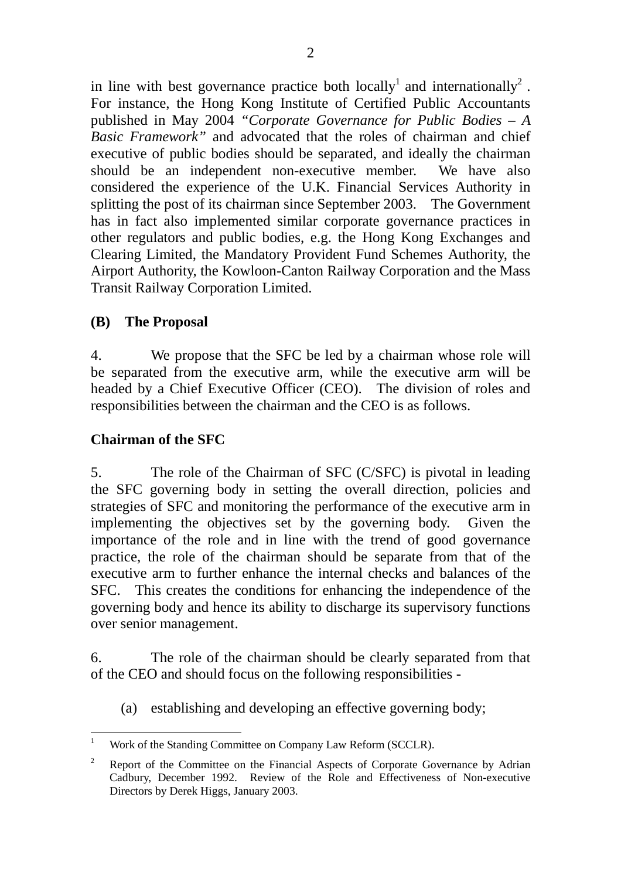in line with best governance practice both locally[1] and internationally[2]. For instance, the Hong Kong Institute of Certified Public Accountants published in May 2004 *"Corporate Governance for Public Bodies – A Basic Framework"* and advocated that the roles of chairman and chief executive of public bodies should be separated, and ideally the chairman should be an independent non-executive member. We have also considered the experience of the U.K. Financial Services Authority in splitting the post of its chairman since September 2003. The Government has in fact also implemented similar corporate governance practices in other regulators and public bodies, e.g. the Hong Kong Exchanges and Clearing Limited, the Mandatory Provident Fund Schemes Authority, the Airport Authority, the Kowloon-Canton Railway Corporation and the Mass Transit Railway Corporation Limited.

## (B) The Proposal

4. We propose that the SFC be led by a chairman whose role will be separated from the executive arm, while the executive arm will be headed by a Chief Executive Officer (CEO). The division of roles and responsibilities between the chairman and the CEO is as follows.

### Chairman of the SFC

5. The role of the Chairman of SFC (C/SFC) is pivotal in leading the SFC governing body in setting the overall direction, policies and strategies of SFC and monitoring the performance of the executive arm in implementing the objectives set by the governing body. Given the importance of the role and in line with the trend of good governance practice, the role of the chairman should be separate from that of the executive arm to further enhance the internal checks and balances of the SFC. This creates the conditions for enhancing the independence of the governing body and hence its ability to discharge its supervisory functions over senior management.

6. The role of the chairman should be clearly separated from that of the CEO and should focus on the following responsibilities -

(a) establishing and developing an effective governing body;

---

[1] Work of the Standing Committee on Company Law Reform (SCCLR).

[2] Report of the Committee on the Financial Aspects of Corporate Governance by Adrian Cadbury, December 1992. Review of the Role and Effectiveness of Non-executive Directors by Derek Higgs, January 2003.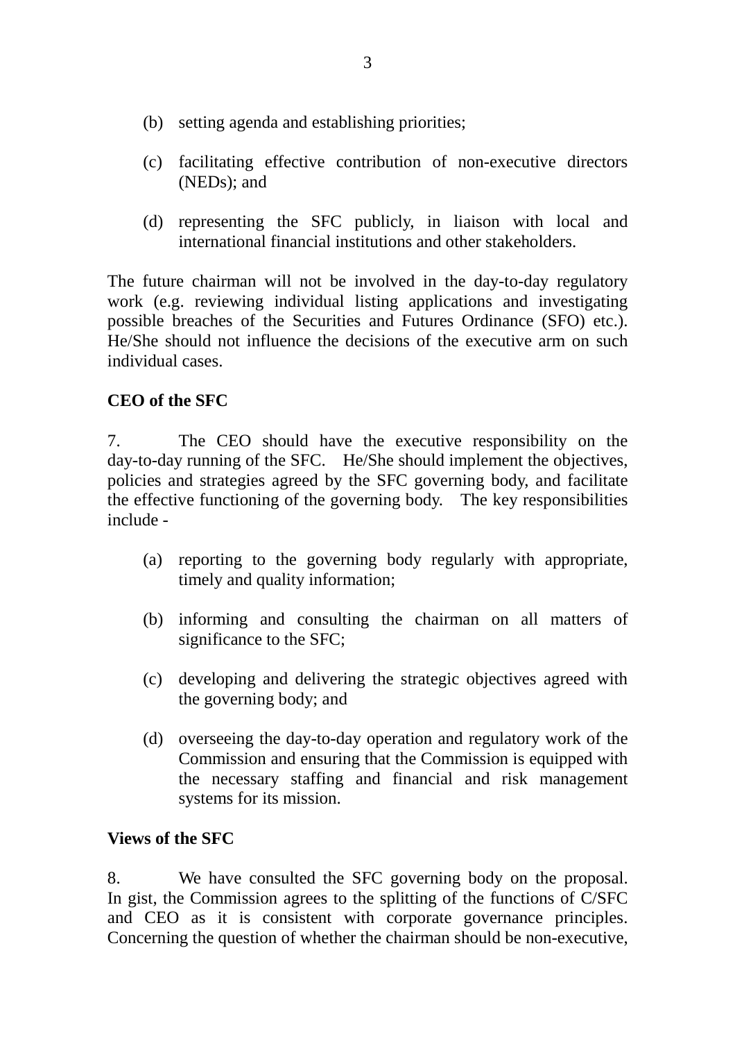(b) setting agenda and establishing priorities;

(c) facilitating effective contribution of non-executive directors (NEDs); and

(d) representing the SFC publicly, in liaison with local and international financial institutions and other stakeholders.

The future chairman will not be involved in the day-to-day regulatory work (e.g. reviewing individual listing applications and investigating possible breaches of the Securities and Futures Ordinance (SFO) etc.). He/She should not influence the decisions of the executive arm on such individual cases.

**CEO of the SFC**

7. The CEO should have the executive responsibility on the day-to-day running of the SFC. He/She should implement the objectives, policies and strategies agreed by the SFC governing body, and facilitate the effective functioning of the governing body. The key responsibilities include -

(a) reporting to the governing body regularly with appropriate, timely and quality information;

(b) informing and consulting the chairman on all matters of significance to the SFC;

(c) developing and delivering the strategic objectives agreed with the governing body; and

(d) overseeing the day-to-day operation and regulatory work of the Commission and ensuring that the Commission is equipped with the necessary staffing and financial and risk management systems for its mission.

**Views of the SFC**

8. We have consulted the SFC governing body on the proposal. In gist, the Commission agrees to the splitting of the functions of C/SFC and CEO as it is consistent with corporate governance principles. Concerning the question of whether the chairman should be non-executive,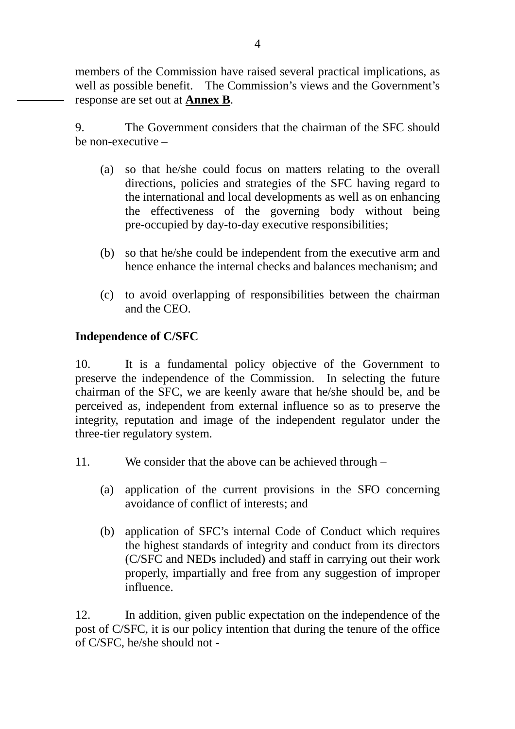members of the Commission have raised several practical implications, as well as possible benefit. The Commission's views and the Government's response are set out at **Annex B**.

9. The Government considers that the chairman of the SFC should be non-executive –

(a) so that he/she could focus on matters relating to the overall directions, policies and strategies of the SFC having regard to the international and local developments as well as on enhancing the effectiveness of the governing body without being pre-occupied by day-to-day executive responsibilities;

(b) so that he/she could be independent from the executive arm and hence enhance the internal checks and balances mechanism; and

(c) to avoid overlapping of responsibilities between the chairman and the CEO.

**Independence of C/SFC**

10. It is a fundamental policy objective of the Government to preserve the independence of the Commission. In selecting the future chairman of the SFC, we are keenly aware that he/she should be, and be perceived as, independent from external influence so as to preserve the integrity, reputation and image of the independent regulator under the three-tier regulatory system.

11. We consider that the above can be achieved through –

(a) application of the current provisions in the SFO concerning avoidance of conflict of interests; and

(b) application of SFC's internal Code of Conduct which requires the highest standards of integrity and conduct from its directors (C/SFC and NEDs included) and staff in carrying out their work properly, impartially and free from any suggestion of improper influence.

12. In addition, given public expectation on the independence of the post of C/SFC, it is our policy intention that during the tenure of the office of C/SFC, he/she should not -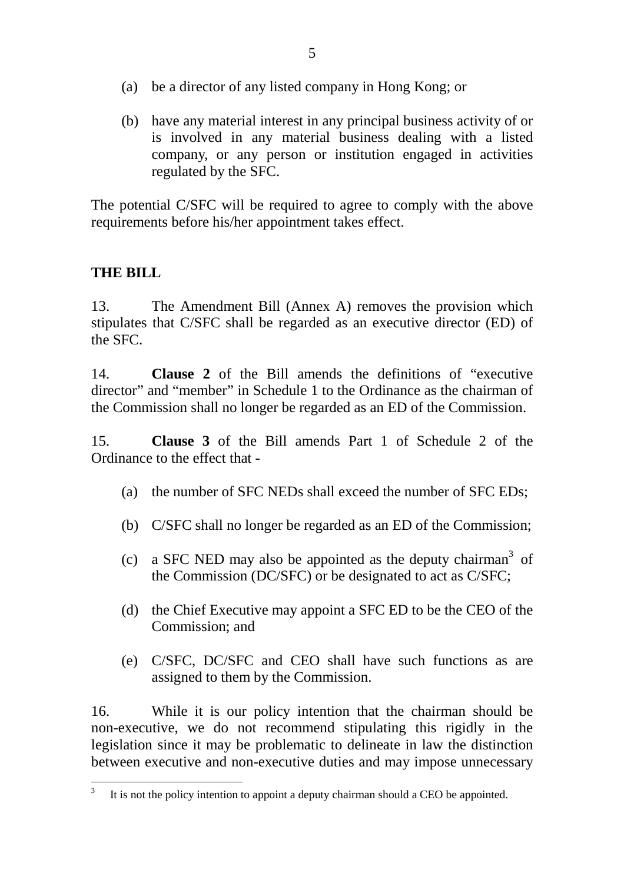(a) be a director of any listed company in Hong Kong; or

(b) have any material interest in any principal business activity of or is involved in any material business dealing with a listed company, or any person or institution engaged in activities regulated by the SFC.

The potential C/SFC will be required to agree to comply with the above requirements before his/her appointment takes effect.

## THE BILL

13. The Amendment Bill (Annex A) removes the provision which stipulates that C/SFC shall be regarded as an executive director (ED) of the SFC.

14. **Clause 2** of the Bill amends the definitions of "executive director" and "member" in Schedule 1 to the Ordinance as the chairman of the Commission shall no longer be regarded as an ED of the Commission.

15. **Clause 3** of the Bill amends Part 1 of Schedule 2 of the Ordinance to the effect that -

(a) the number of SFC NEDs shall exceed the number of SFC EDs;

(b) C/SFC shall no longer be regarded as an ED of the Commission;

(c) a SFC NED may also be appointed as the deputy chairman[3] of the Commission (DC/SFC) or be designated to act as C/SFC;

(d) the Chief Executive may appoint a SFC ED to be the CEO of the Commission; and

(e) C/SFC, DC/SFC and CEO shall have such functions as are assigned to them by the Commission.

16. While it is our policy intention that the chairman should be non-executive, we do not recommend stipulating this rigidly in the legislation since it may be problematic to delineate in law the distinction between executive and non-executive duties and may impose unnecessary

---

[3] It is not the policy intention to appoint a deputy chairman should a CEO be appointed.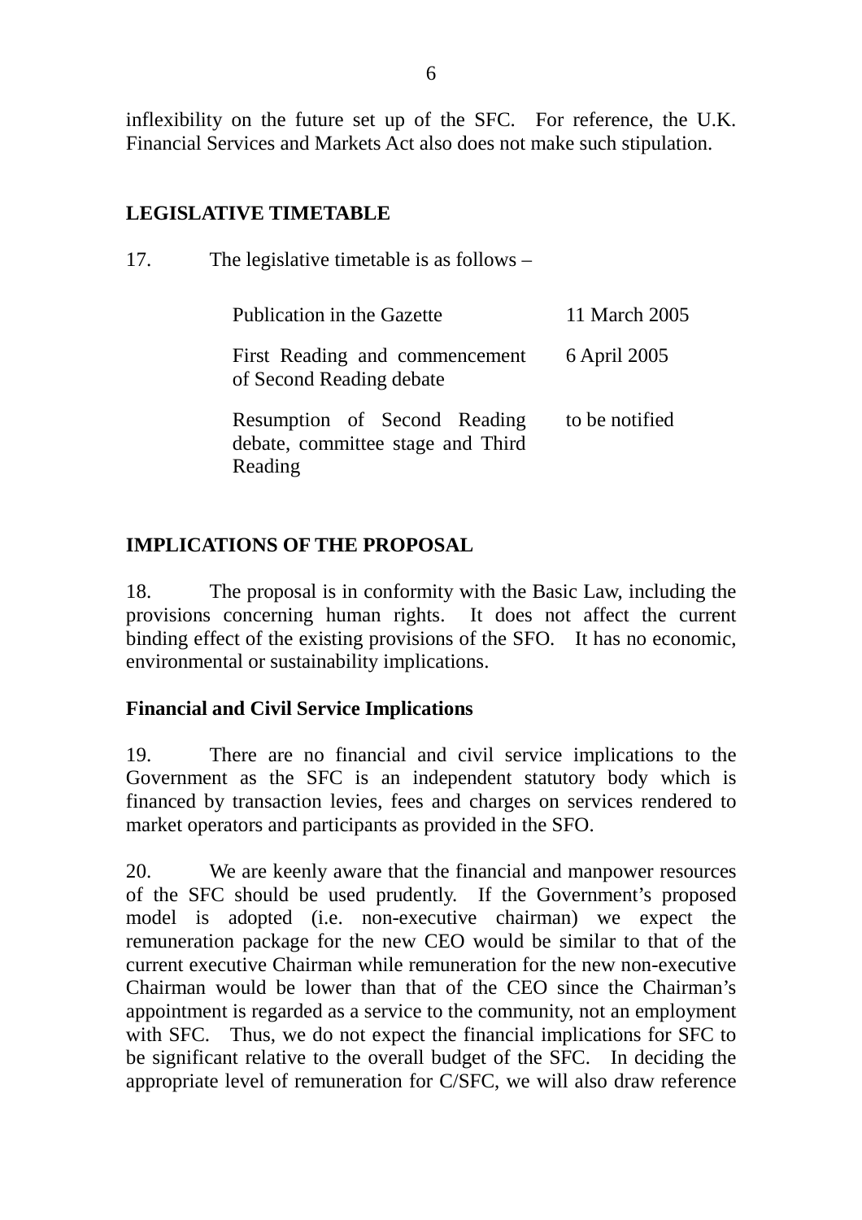inflexibility on the future set up of the SFC. For reference, the U.K. Financial Services and Markets Act also does not make such stipulation.

## LEGISLATIVE TIMETABLE

17. The legislative timetable is as follows –

| | |
|---|---|
| Publication in the Gazette | 11 March 2005 |
| First Reading and commencement of Second Reading debate | 6 April 2005 |
| Resumption of Second Reading debate, committee stage and Third Reading | to be notified |

## IMPLICATIONS OF THE PROPOSAL

18. The proposal is in conformity with the Basic Law, including the provisions concerning human rights. It does not affect the current binding effect of the existing provisions of the SFO. It has no economic, environmental or sustainability implications.

### Financial and Civil Service Implications

19. There are no financial and civil service implications to the Government as the SFC is an independent statutory body which is financed by transaction levies, fees and charges on services rendered to market operators and participants as provided in the SFO.

20. We are keenly aware that the financial and manpower resources of the SFC should be used prudently. If the Government's proposed model is adopted (i.e. non-executive chairman) we expect the remuneration package for the new CEO would be similar to that of the current executive Chairman while remuneration for the new non-executive Chairman would be lower than that of the CEO since the Chairman's appointment is regarded as a service to the community, not an employment with SFC. Thus, we do not expect the financial implications for SFC to be significant relative to the overall budget of the SFC. In deciding the appropriate level of remuneration for C/SFC, we will also draw reference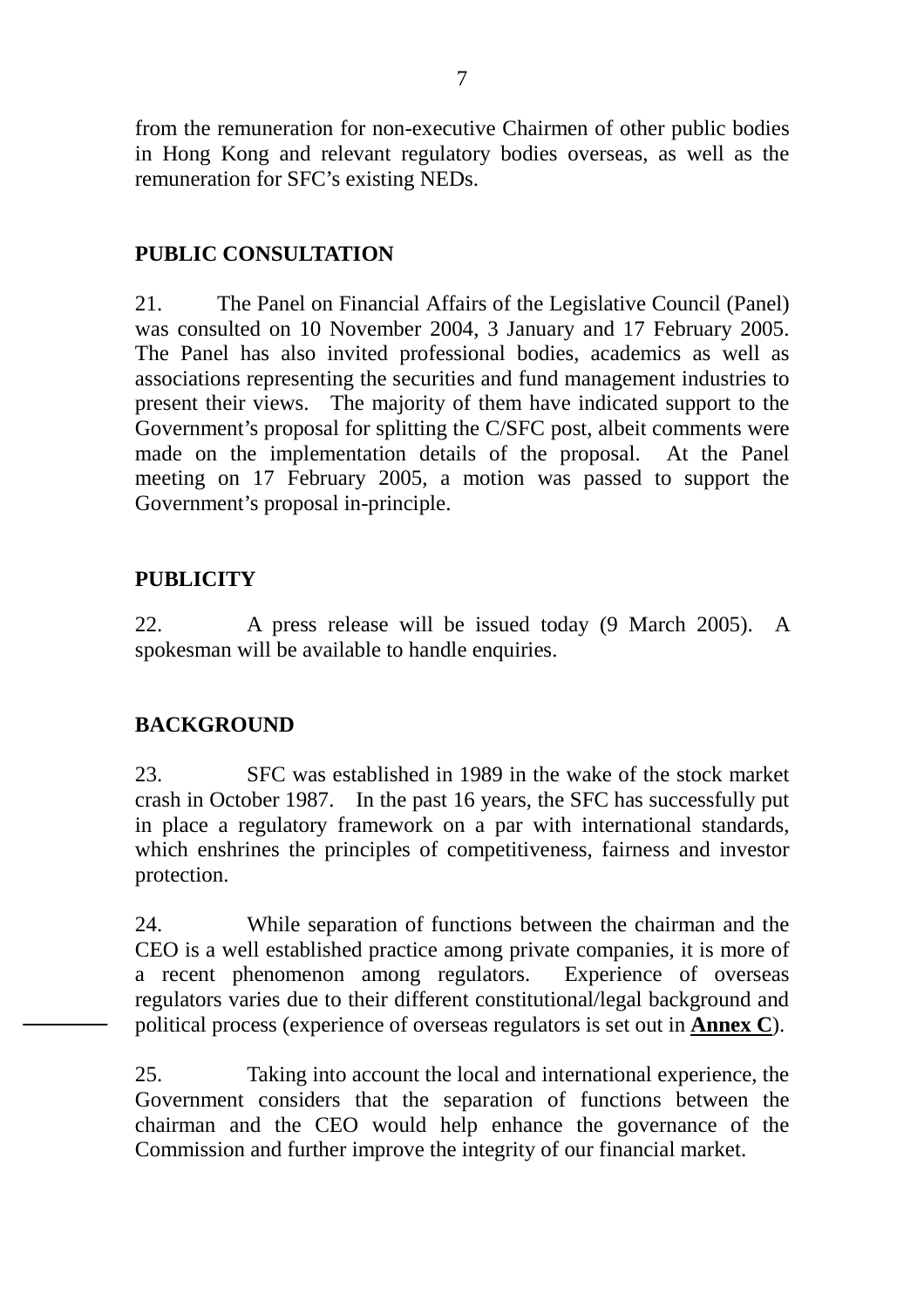from the remuneration for non-executive Chairmen of other public bodies in Hong Kong and relevant regulatory bodies overseas, as well as the remuneration for SFC's existing NEDs.

## PUBLIC CONSULTATION

21. The Panel on Financial Affairs of the Legislative Council (Panel) was consulted on 10 November 2004, 3 January and 17 February 2005. The Panel has also invited professional bodies, academics as well as associations representing the securities and fund management industries to present their views. The majority of them have indicated support to the Government's proposal for splitting the C/SFC post, albeit comments were made on the implementation details of the proposal. At the Panel meeting on 17 February 2005, a motion was passed to support the Government's proposal in-principle.

## PUBLICITY

22. A press release will be issued today (9 March 2005). A spokesman will be available to handle enquiries.

## BACKGROUND

23. SFC was established in 1989 in the wake of the stock market crash in October 1987. In the past 16 years, the SFC has successfully put in place a regulatory framework on a par with international standards, which enshrines the principles of competitiveness, fairness and investor protection.

24. While separation of functions between the chairman and the CEO is a well established practice among private companies, it is more of a recent phenomenon among regulators. Experience of overseas regulators varies due to their different constitutional/legal background and political process (experience of overseas regulators is set out in **Annex C**).

25. Taking into account the local and international experience, the Government considers that the separation of functions between the chairman and the CEO would help enhance the governance of the Commission and further improve the integrity of our financial market.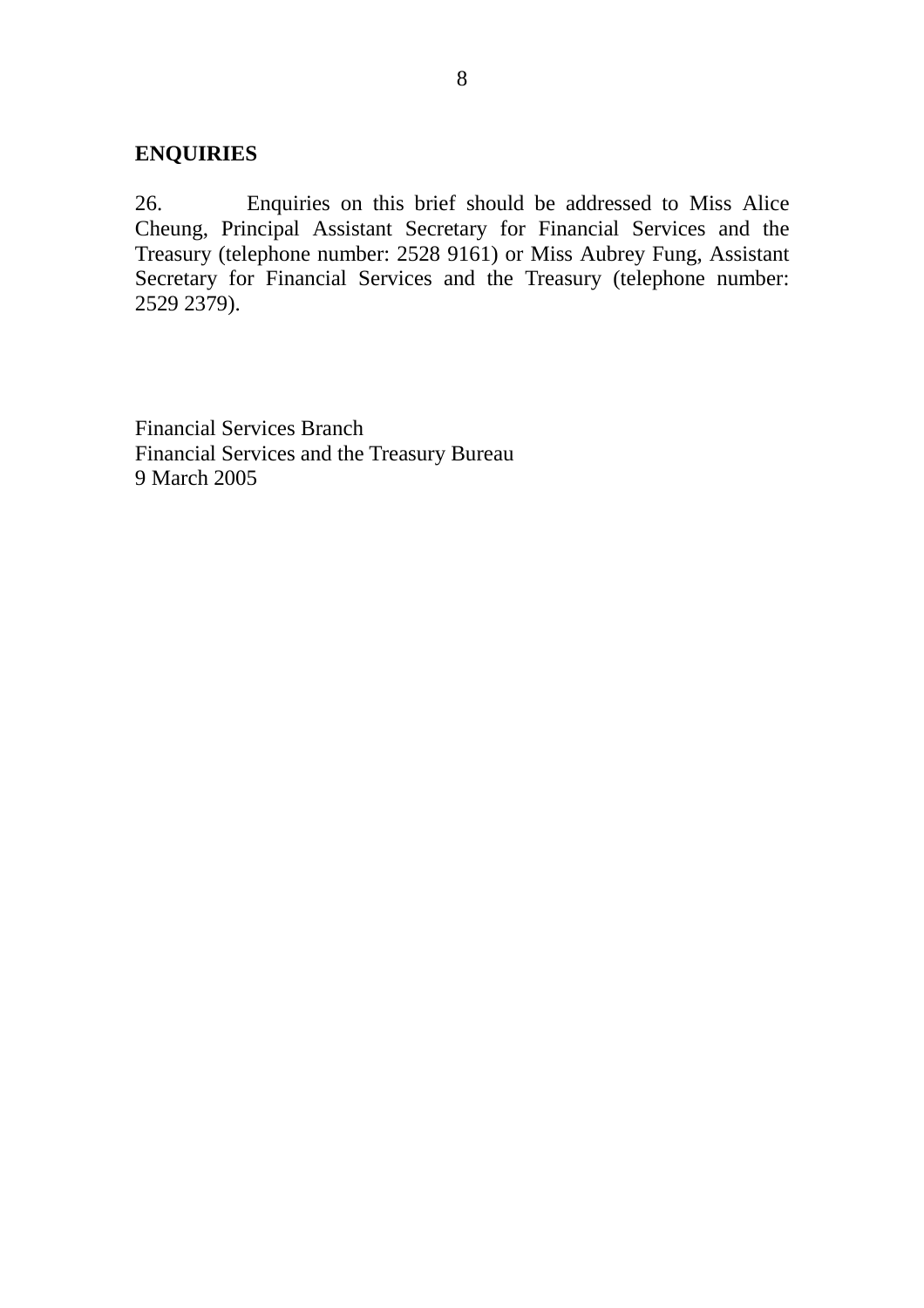**ENQUIRIES**

26. Enquiries on this brief should be addressed to Miss Alice Cheung, Principal Assistant Secretary for Financial Services and the Treasury (telephone number: 2528 9161) or Miss Aubrey Fung, Assistant Secretary for Financial Services and the Treasury (telephone number: 2529 2379).

Financial Services Branch
Financial Services and the Treasury Bureau
9 March 2005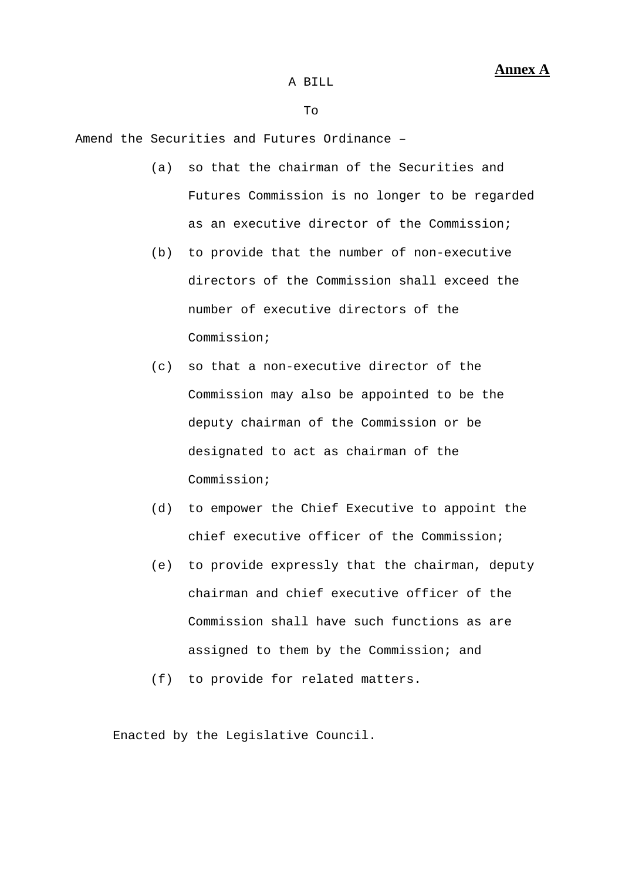**Annex A**

A BILL

To

Amend the Securities and Futures Ordinance –

(a) so that the chairman of the Securities and Futures Commission is no longer to be regarded as an executive director of the Commission;

(b) to provide that the number of non-executive directors of the Commission shall exceed the number of executive directors of the Commission;

(c) so that a non-executive director of the Commission may also be appointed to be the deputy chairman of the Commission or be designated to act as chairman of the Commission;

(d) to empower the Chief Executive to appoint the chief executive officer of the Commission;

(e) to provide expressly that the chairman, deputy chairman and chief executive officer of the Commission shall have such functions as are assigned to them by the Commission; and

(f) to provide for related matters.

Enacted by the Legislative Council.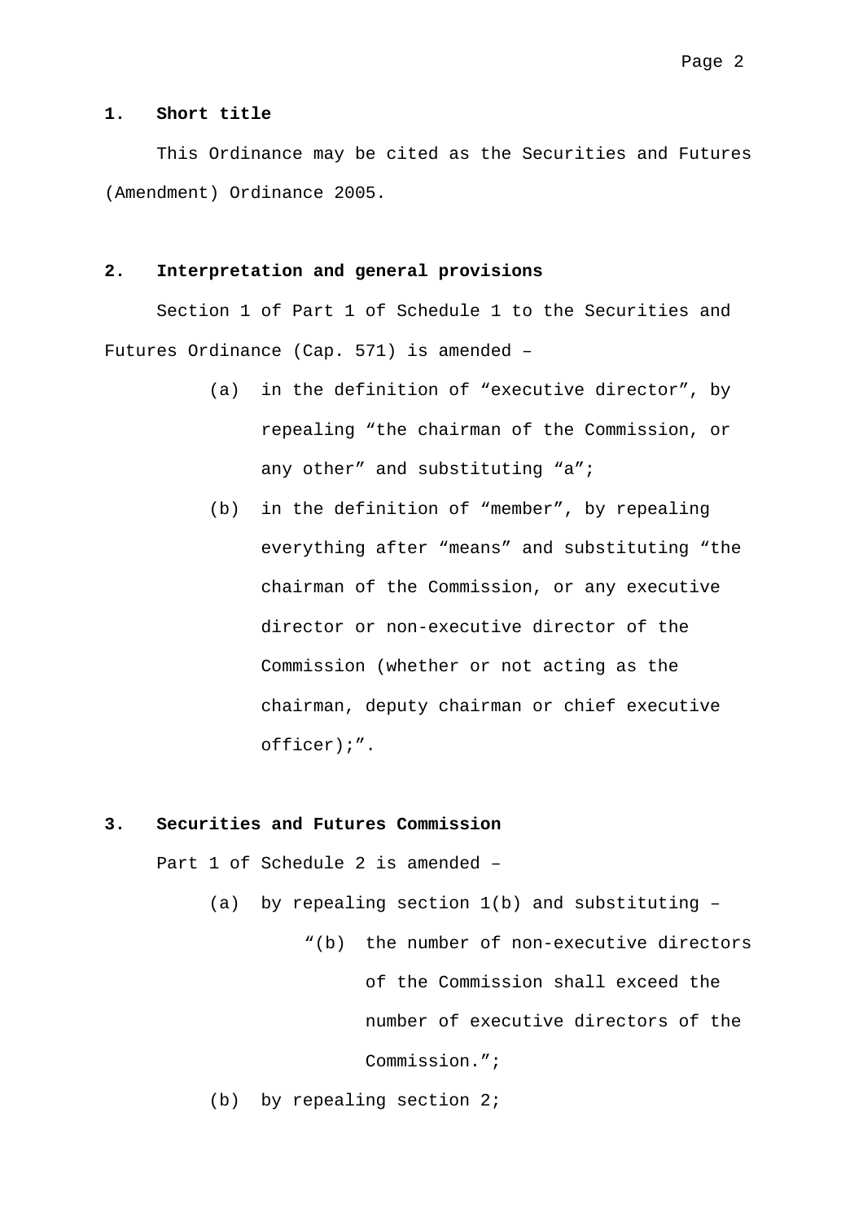**1. Short title**

This Ordinance may be cited as the Securities and Futures (Amendment) Ordinance 2005.

**2. Interpretation and general provisions**

Section 1 of Part 1 of Schedule 1 to the Securities and Futures Ordinance (Cap. 571) is amended –

(a) in the definition of "executive director", by repealing "the chairman of the Commission, or any other" and substituting "a";

(b) in the definition of "member", by repealing everything after "means" and substituting "the chairman of the Commission, or any executive director or non-executive director of the Commission (whether or not acting as the chairman, deputy chairman or chief executive officer);".

**3. Securities and Futures Commission**

Part 1 of Schedule 2 is amended –

(a) by repealing section 1(b) and substituting –

"(b) the number of non-executive directors of the Commission shall exceed the number of executive directors of the Commission.";

(b) by repealing section 2;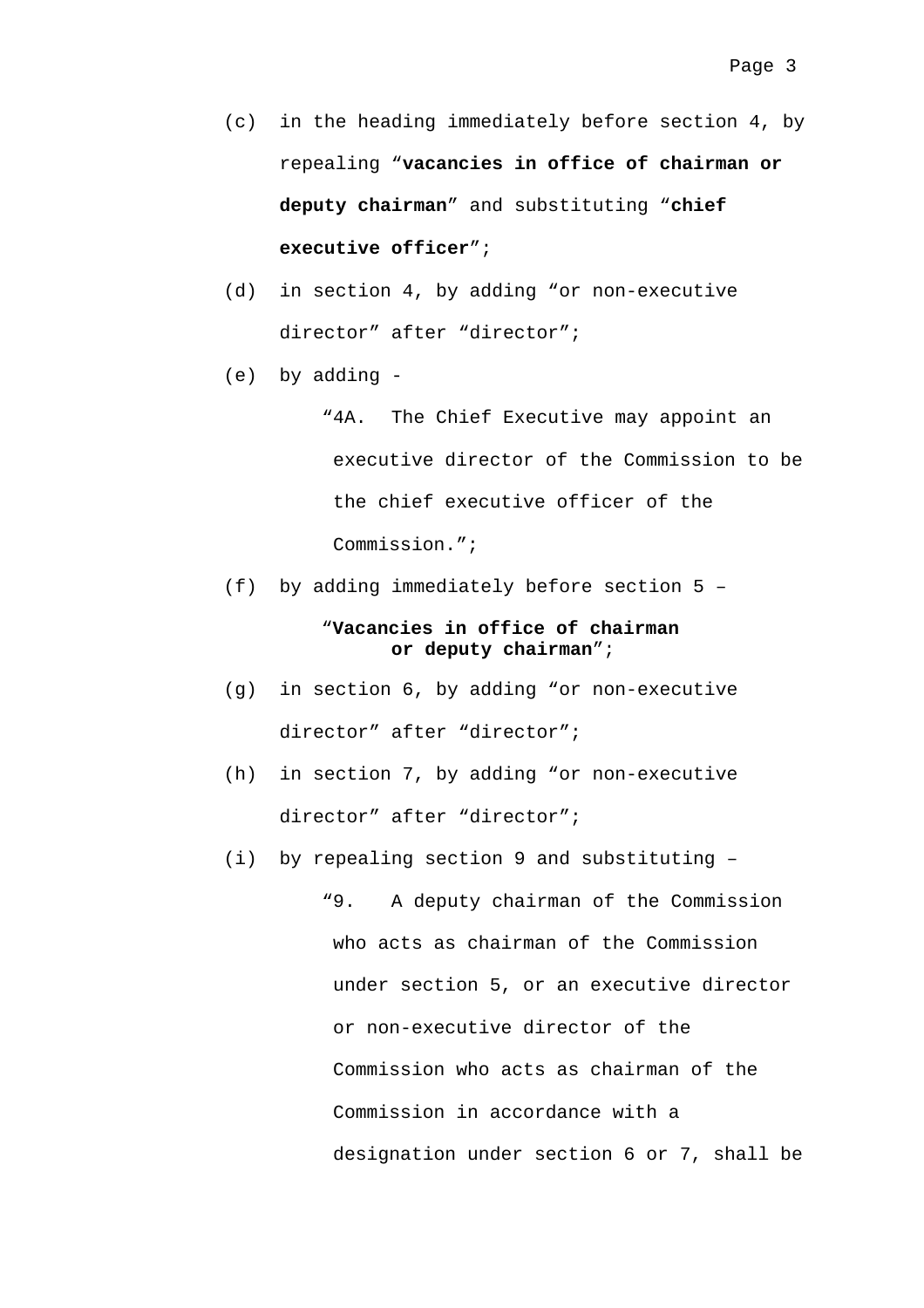(c) in the heading immediately before section 4, by repealing "**vacancies in office of chairman or deputy chairman**" and substituting "**chief executive officer**";

(d) in section 4, by adding "or non-executive director" after "director";

(e) by adding -

> "4A. The Chief Executive may appoint an executive director of the Commission to be the chief executive officer of the Commission.";

(f) by adding immediately before section 5 –

> "**Vacancies in office of chairman or deputy chairman**";

(g) in section 6, by adding "or non-executive director" after "director";

(h) in section 7, by adding "or non-executive director" after "director";

(i) by repealing section 9 and substituting –

> "9. A deputy chairman of the Commission who acts as chairman of the Commission under section 5, or an executive director or non-executive director of the Commission who acts as chairman of the Commission in accordance with a designation under section 6 or 7, shall be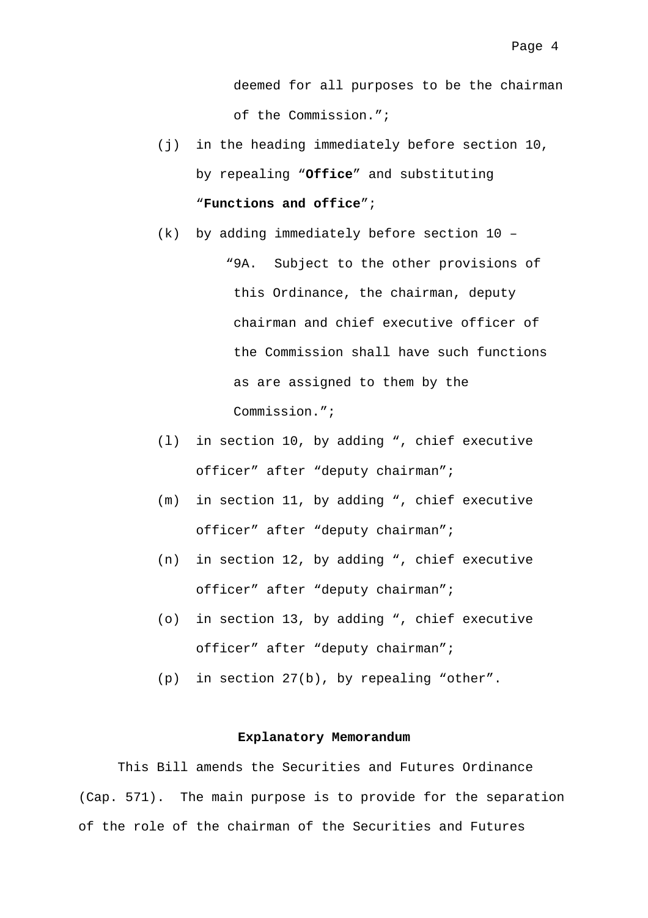deemed for all purposes to be the chairman of the Commission.";

(j) in the heading immediately before section 10, by repealing "**Office**" and substituting "**Functions and office**";

(k) by adding immediately before section 10 –

"9A. Subject to the other provisions of this Ordinance, the chairman, deputy chairman and chief executive officer of the Commission shall have such functions as are assigned to them by the Commission.";

(l) in section 10, by adding ", chief executive officer" after "deputy chairman";

(m) in section 11, by adding ", chief executive officer" after "deputy chairman";

(n) in section 12, by adding ", chief executive officer" after "deputy chairman";

(o) in section 13, by adding ", chief executive officer" after "deputy chairman";

(p) in section 27(b), by repealing "other".

**Explanatory Memorandum**

This Bill amends the Securities and Futures Ordinance (Cap. 571). The main purpose is to provide for the separation of the role of the chairman of the Securities and Futures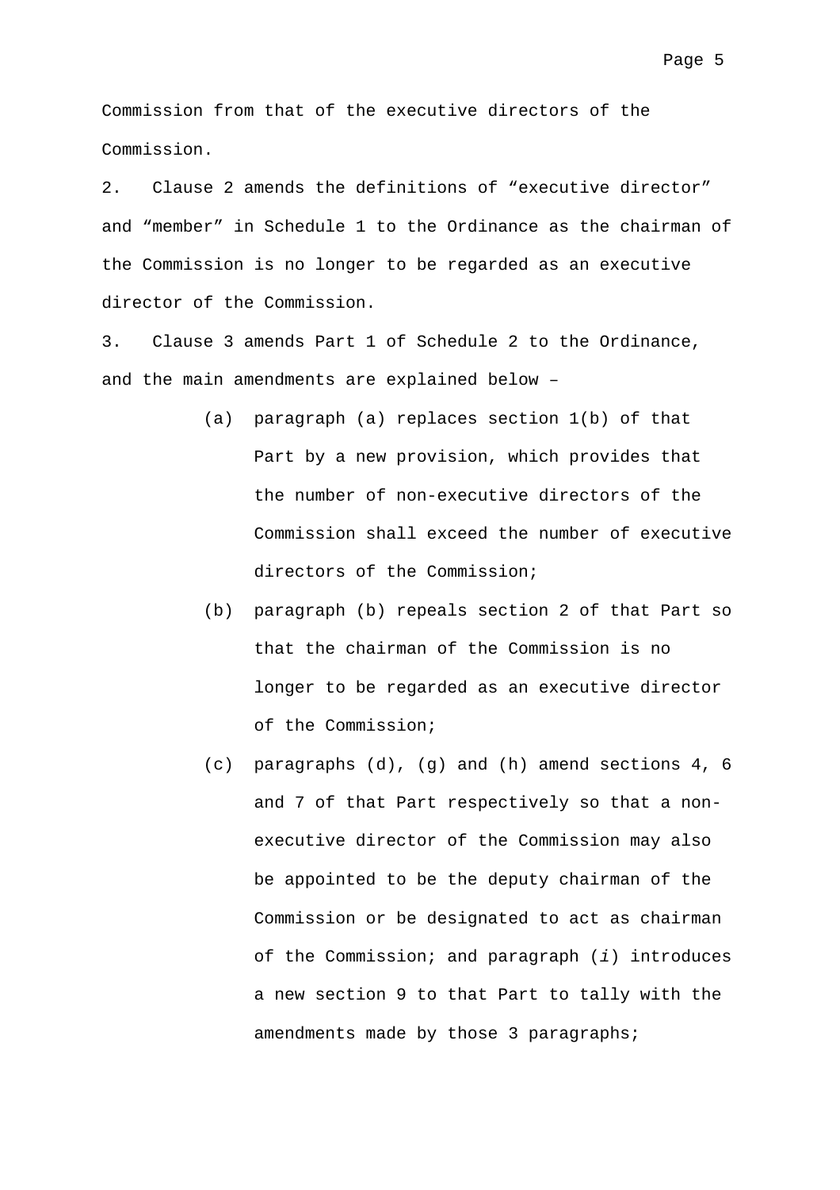Commission from that of the executive directors of the Commission.

2. Clause 2 amends the definitions of “executive director” and “member” in Schedule 1 to the Ordinance as the chairman of the Commission is no longer to be regarded as an executive director of the Commission.

3. Clause 3 amends Part 1 of Schedule 2 to the Ordinance, and the main amendments are explained below –

(a) paragraph (a) replaces section 1(b) of that Part by a new provision, which provides that the number of non-executive directors of the Commission shall exceed the number of executive directors of the Commission;

(b) paragraph (b) repeals section 2 of that Part so that the chairman of the Commission is no longer to be regarded as an executive director of the Commission;

(c) paragraphs (d), (g) and (h) amend sections 4, 6 and 7 of that Part respectively so that a non-executive director of the Commission may also be appointed to be the deputy chairman of the Commission or be designated to act as chairman of the Commission; and paragraph (*i*) introduces a new section 9 to that Part to tally with the amendments made by those 3 paragraphs;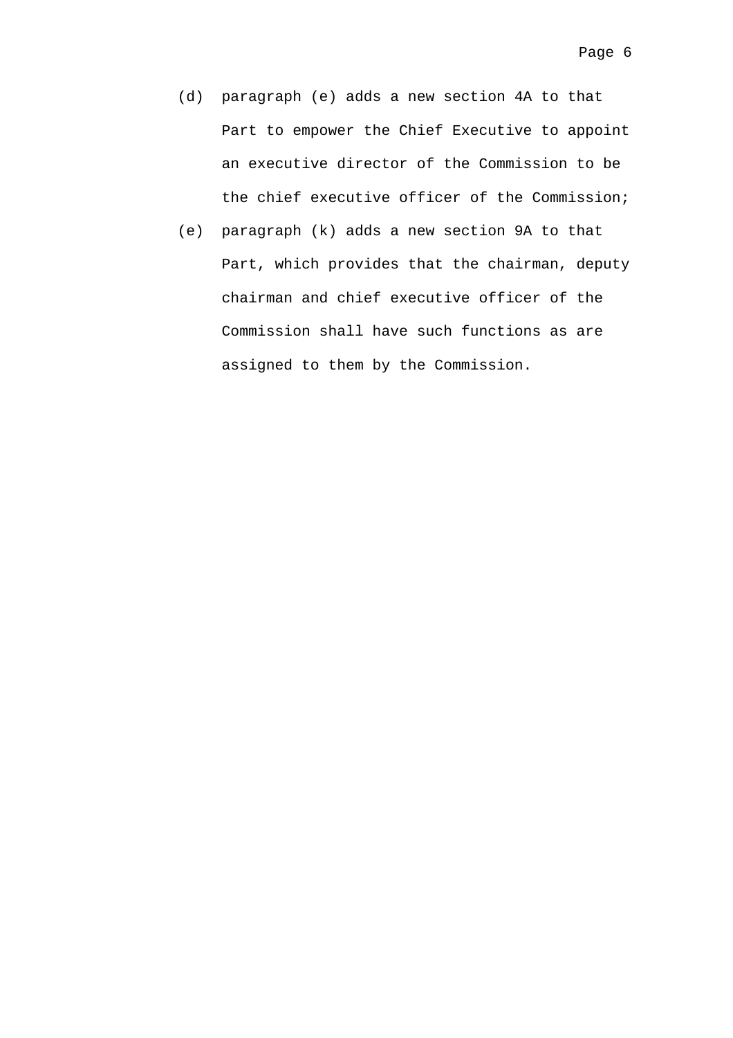(d) paragraph (e) adds a new section 4A to that Part to empower the Chief Executive to appoint an executive director of the Commission to be the chief executive officer of the Commission;

(e) paragraph (k) adds a new section 9A to that Part, which provides that the chairman, deputy chairman and chief executive officer of the Commission shall have such functions as are assigned to them by the Commission.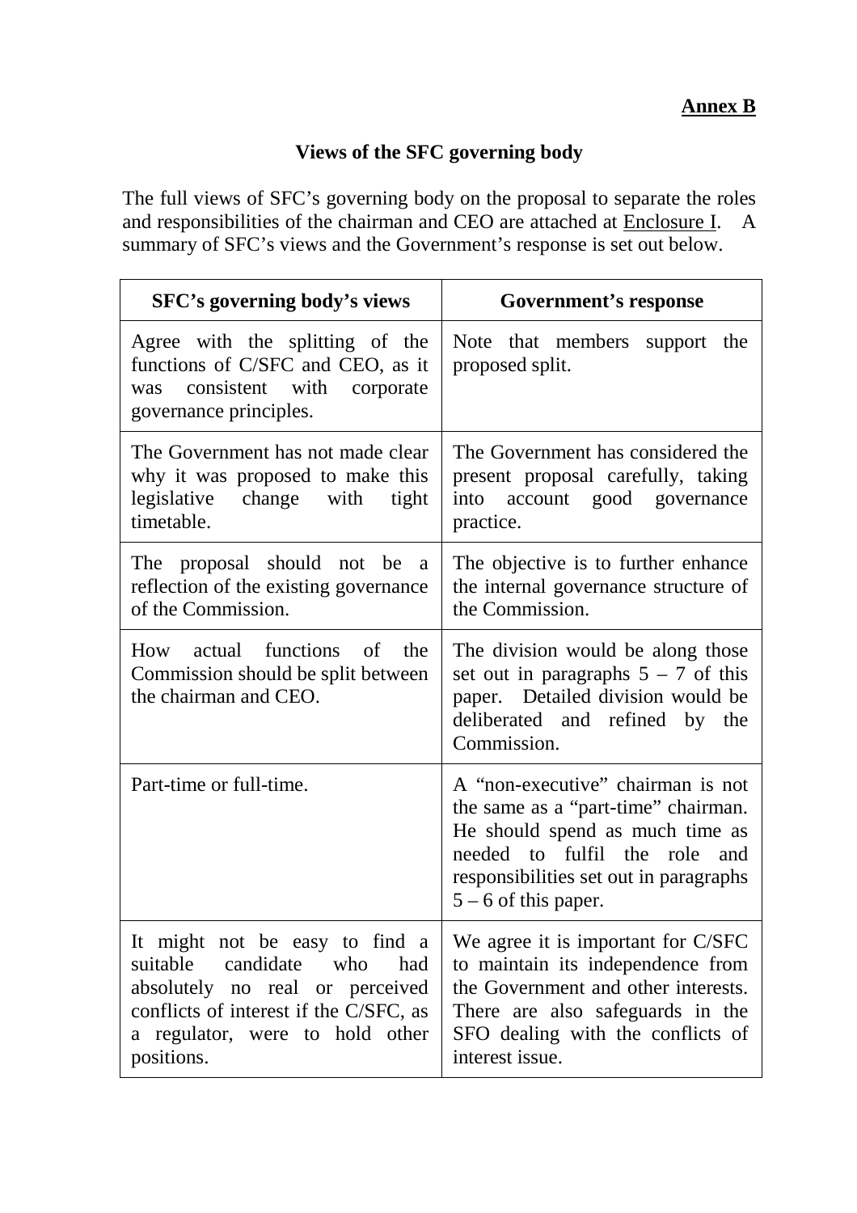**<u>Annex B</u>**

## Views of the SFC governing body

The full views of SFC's governing body on the proposal to separate the roles and responsibilities of the chairman and CEO are attached at <u>Enclosure I</u>. A summary of SFC's views and the Government's response is set out below.

| SFC's governing body's views | Government's response |
|---|---|
| Agree with the splitting of the functions of C/SFC and CEO, as it was consistent with corporate governance principles. | Note that members support the proposed split. |
| The Government has not made clear why it was proposed to make this legislative change with tight timetable. | The Government has considered the present proposal carefully, taking into account good governance practice. |
| The proposal should not be a reflection of the existing governance of the Commission. | The objective is to further enhance the internal governance structure of the Commission. |
| How actual functions of the Commission should be split between the chairman and CEO. | The division would be along those set out in paragraphs 5 – 7 of this paper. Detailed division would be deliberated and refined by the Commission. |
| Part-time or full-time. | A "non-executive" chairman is not the same as a "part-time" chairman. He should spend as much time as needed to fulfil the role and responsibilities set out in paragraphs 5 – 6 of this paper. |
| It might not be easy to find a suitable candidate who had absolutely no real or perceived conflicts of interest if the C/SFC, as a regulator, were to hold other positions. | We agree it is important for C/SFC to maintain its independence from the Government and other interests. There are also safeguards in the SFO dealing with the conflicts of interest issue. |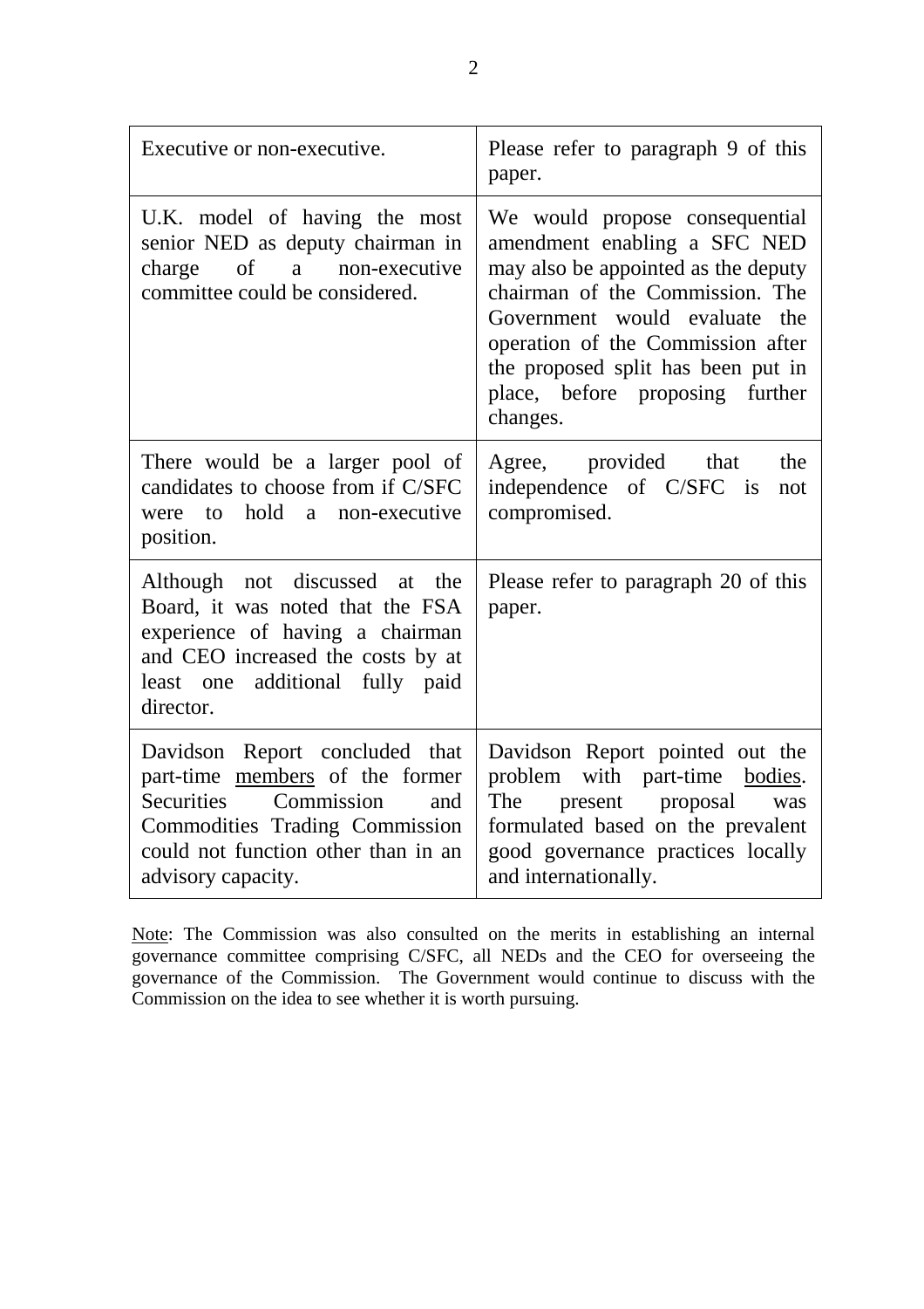| | |
|---|---|
| Executive or non-executive. | Please refer to paragraph 9 of this paper. |
| U.K. model of having the most senior NED as deputy chairman in charge of a non-executive committee could be considered. | We would propose consequential amendment enabling a SFC NED may also be appointed as the deputy chairman of the Commission. The Government would evaluate the operation of the Commission after the proposed split has been put in place, before proposing further changes. |
| There would be a larger pool of candidates to choose from if C/SFC were to hold a non-executive position. | Agree, provided that the independence of C/SFC is not compromised. |
| Although not discussed at the Board, it was noted that the FSA experience of having a chairman and CEO increased the costs by at least one additional fully paid director. | Please refer to paragraph 20 of this paper. |
| Davidson Report concluded that part-time <u>members</u> of the former Securities Commission and Commodities Trading Commission could not function other than in an advisory capacity. | Davidson Report pointed out the problem with part-time <u>bodies</u>. The present proposal was formulated based on the prevalent good governance practices locally and internationally. |

<u>Note</u>: The Commission was also consulted on the merits in establishing an internal governance committee comprising C/SFC, all NEDs and the CEO for overseeing the governance of the Commission. The Government would continue to discuss with the Commission on the idea to see whether it is worth pursuing.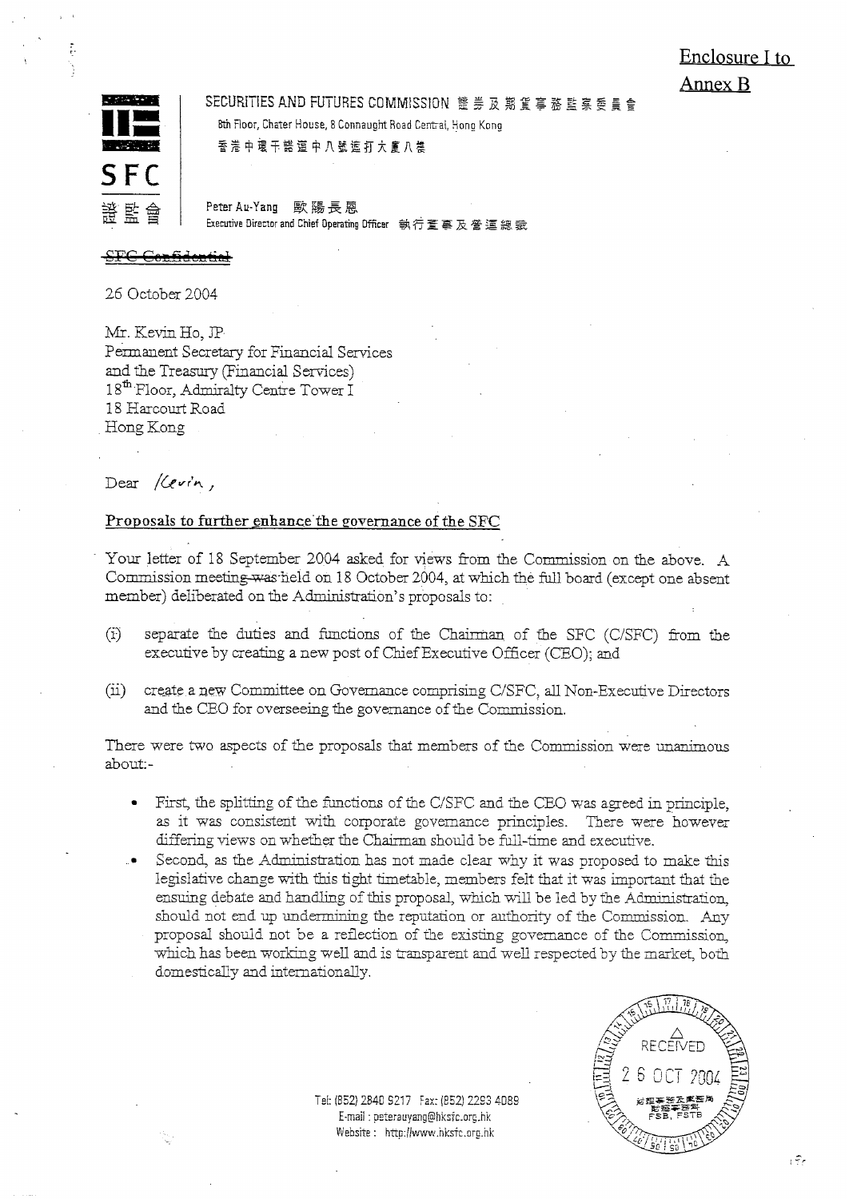Enclosure I to Annex B

SECURITIES AND FUTURES COMMISSION 證券及期貨事務監察委員會

8th Floor, Chater House, 8 Connaught Road Central, Hong Kong

香港中環干諾道中八號遮打大廈八樓

SFC 證監會

Peter Au-Yang 歐陽長恩

Executive Director and Chief Operating Officer 執行董事及營運總裁

~~SFC Confidential~~

26 October 2004

Mr. Kevin Ho, JP
Permanent Secretary for Financial Services
and the Treasury (Financial Services)
18th Floor, Admiralty Centre Tower I
18 Harcourt Road
Hong Kong

Dear Kevin,

## Proposals to further enhance the governance of the SFC

Your letter of 18 September 2004 asked for views from the Commission on the above. A Commission meeting was held on 18 October 2004, at which the full board (except one absent member) deliberated on the Administration's proposals to:

(i) separate the duties and functions of the Chairman of the SFC (C/SFC) from the executive by creating a new post of Chief Executive Officer (CEO); and

(ii) create a new Committee on Governance comprising C/SFC, all Non-Executive Directors and the CEO for overseeing the governance of the Commission.

There were two aspects of the proposals that members of the Commission were unanimous about:-

- First, the splitting of the functions of the C/SFC and the CEO was agreed in principle, as it was consistent with corporate governance principles. There were however differing views on whether the Chairman should be full-time and executive.
- Second, as the Administration has not made clear why it was proposed to make this legislative change with this tight timetable, members felt that it was important that the ensuing debate and handling of this proposal, which will be led by the Administration, should not end up undermining the reputation or authority of the Commission. Any proposal should not be a reflection of the existing governance of the Commission, which has been working well and is transparent and well respected by the market, both domestically and internationally.

RECEIVED 26 OCT 2004 FSB, FSTB

Tel: (852) 2840 9217 Fax: (852) 2293 4089
E-mail : peterauyang@hksfc.org.hk
Website : http://www.hksfc.org.hk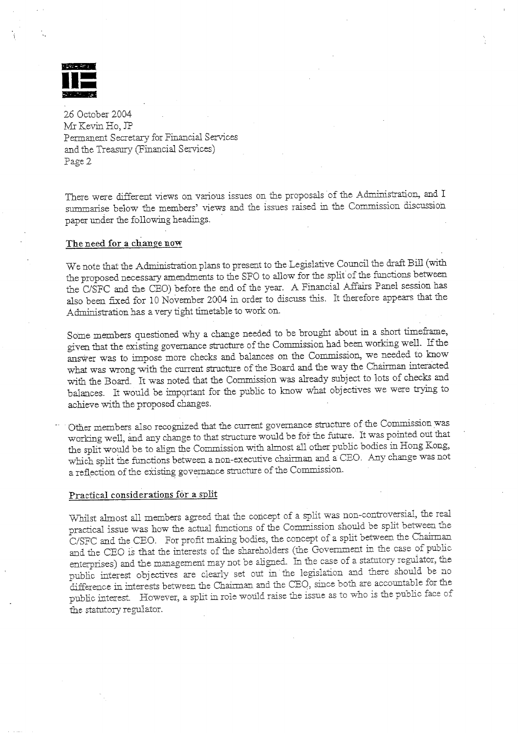26 October 2004
Mr Kevin Ho, JP
Permanent Secretary for Financial Services
and the Treasury (Financial Services)
Page 2

There were different views on various issues on the proposals of the Administration, and I summarise below the members' views and the issues raised in the Commission discussion paper under the following headings.

**The need for a change now**

We note that the Administration plans to present to the Legislative Council the draft Bill (with the proposed necessary amendments to the SFO to allow for the split of the functions between the C/SFC and the CEO) before the end of the year. A Financial Affairs Panel session has also been fixed for 10 November 2004 in order to discuss this. It therefore appears that the Administration has a very tight timetable to work on.

Some members questioned why a change needed to be brought about in a short timeframe, given that the existing governance structure of the Commission had been working well. If the answer was to impose more checks and balances on the Commission, we needed to know what was wrong with the current structure of the Board and the way the Chairman interacted with the Board. It was noted that the Commission was already subject to lots of checks and balances. It would be important for the public to know what objectives we were trying to achieve with the proposed changes.

Other members also recognized that the current governance structure of the Commission was working well, and any change to that structure would be for the future. It was pointed out that the split would be to align the Commission with almost all other public bodies in Hong Kong, which split the functions between a non-executive chairman and a CEO. Any change was not a reflection of the existing governance structure of the Commission.

**Practical considerations for a split**

Whilst almost all members agreed that the concept of a split was non-controversial, the real practical issue was how the actual functions of the Commission should be split between the C/SFC and the CEO. For profit making bodies, the concept of a split between the Chairman and the CEO is that the interests of the shareholders (the Government in the case of public enterprises) and the management may not be aligned. In the case of a statutory regulator, the public interest objectives are clearly set out in the legislation and there should be no difference in interests between the Chairman and the CEO, since both are accountable for the public interest. However, a split in role would raise the issue as to who is the public face of the statutory regulator.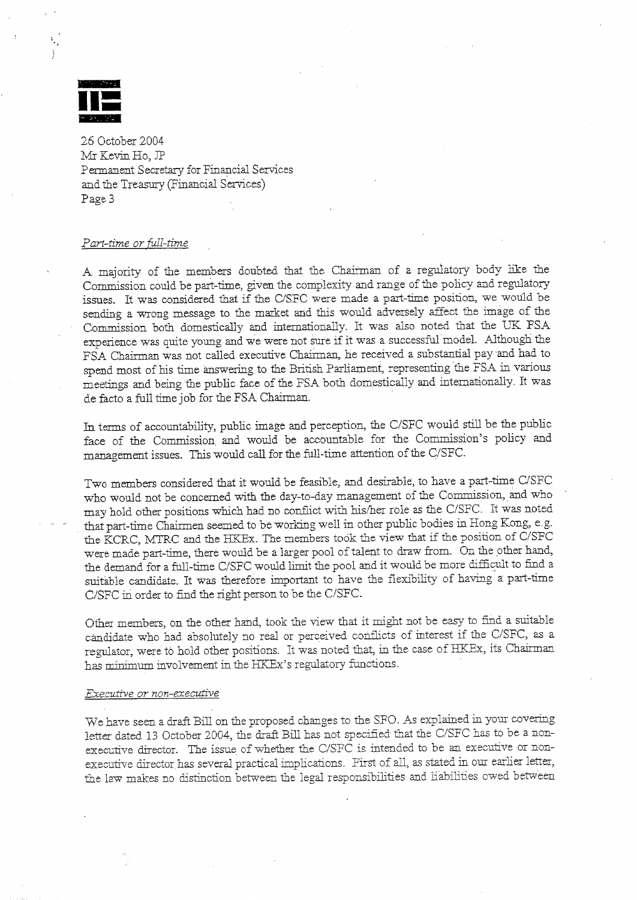26 October 2004
Mr Kevin Ho, JP
Permanent Secretary for Financial Services
and the Treasury (Financial Services)
Page 3

*Part-time or full-time*

A majority of the members doubted that the Chairman of a regulatory body like the Commission could be part-time, given the complexity and range of the policy and regulatory issues. It was considered that if the C/SFC were made a part-time position, we would be sending a wrong message to the market and this would adversely affect the image of the Commission both domestically and internationally. It was also noted that the UK FSA experience was quite young and we were not sure if it was a successful model. Although the FSA Chairman was not called executive Chairman, he received a substantial pay and had to spend most of his time answering to the British Parliament, representing the FSA in various meetings and being the public face of the FSA both domestically and internationally. It was de facto a full time job for the FSA Chairman.

In terms of accountability, public image and perception, the C/SFC would still be the public face of the Commission and would be accountable for the Commission's policy and management issues. This would call for the full-time attention of the C/SFC.

Two members considered that it would be feasible, and desirable, to have a part-time C/SFC who would not be concerned with the day-to-day management of the Commission, and who may hold other positions which had no conflict with his/her role as the C/SFC. It was noted that part-time Chairmen seemed to be working well in other public bodies in Hong Kong, e.g. the KCRC, MTRC and the HKEx. The members took the view that if the position of C/SFC were made part-time, there would be a larger pool of talent to draw from. On the other hand, the demand for a full-time C/SFC would limit the pool and it would be more difficult to find a suitable candidate. It was therefore important to have the flexibility of having a part-time C/SFC in order to find the right person to be the C/SFC.

Other members, on the other hand, took the view that it might not be easy to find a suitable candidate who had absolutely no real or perceived conflicts of interest if the C/SFC, as a regulator, were to hold other positions. It was noted that, in the case of HKEx, its Chairman has minimum involvement in the HKEx's regulatory functions.

*Executive or non-executive*

We have seen a draft Bill on the proposed changes to the SFO. As explained in your covering letter dated 13 October 2004, the draft Bill has not specified that the C/SFC has to be a non-executive director. The issue of whether the C/SFC is intended to be an executive or non-executive director has several practical implications. First of all, as stated in our earlier letter, the law makes no distinction between the legal responsibilities and liabilities owed between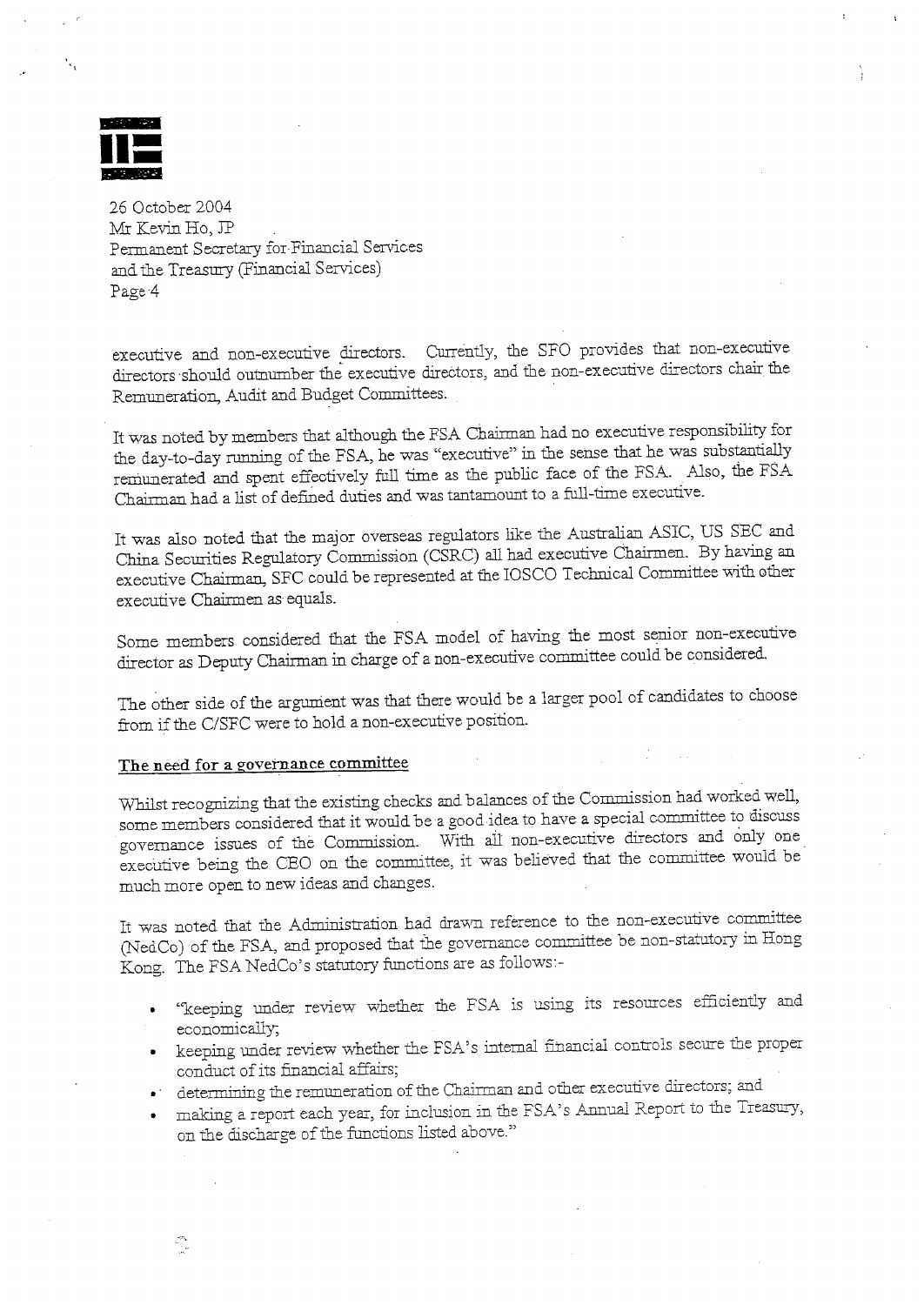26 October 2004
Mr Kevin Ho, JP
Permanent Secretary for Financial Services
and the Treasury (Financial Services)
Page 4

executive and non-executive directors. Currently, the SFO provides that non-executive directors should outnumber the executive directors, and the non-executive directors chair the Remuneration, Audit and Budget Committees.

It was noted by members that although the FSA Chairman had no executive responsibility for the day-to-day running of the FSA, he was "executive" in the sense that he was substantially remunerated and spent effectively full time as the public face of the FSA. Also, the FSA Chairman had a list of defined duties and was tantamount to a full-time executive.

It was also noted that the major overseas regulators like the Australian ASIC, US SEC and China Securities Regulatory Commission (CSRC) all had executive Chairmen. By having an executive Chairman, SFC could be represented at the IOSCO Technical Committee with other executive Chairmen as equals.

Some members considered that the FSA model of having the most senior non-executive director as Deputy Chairman in charge of a non-executive committee could be considered.

The other side of the argument was that there would be a larger pool of candidates to choose from if the C/SFC were to hold a non-executive position.

**The need for a governance committee**

Whilst recognizing that the existing checks and balances of the Commission had worked well, some members considered that it would be a good idea to have a special committee to discuss governance issues of the Commission. With all non-executive directors and only one executive being the CEO on the committee, it was believed that the committee would be much more open to new ideas and changes.

It was noted that the Administration had drawn reference to the non-executive committee (NedCo) of the FSA, and proposed that the governance committee be non-statutory in Hong Kong. The FSA NedCo's statutory functions are as follows:-

- "keeping under review whether the FSA is using its resources efficiently and economically;
- keeping under review whether the FSA's internal financial controls secure the proper conduct of its financial affairs;
- determining the remuneration of the Chairman and other executive directors; and
- making a report each year, for inclusion in the FSA's Annual Report to the Treasury, on the discharge of the functions listed above."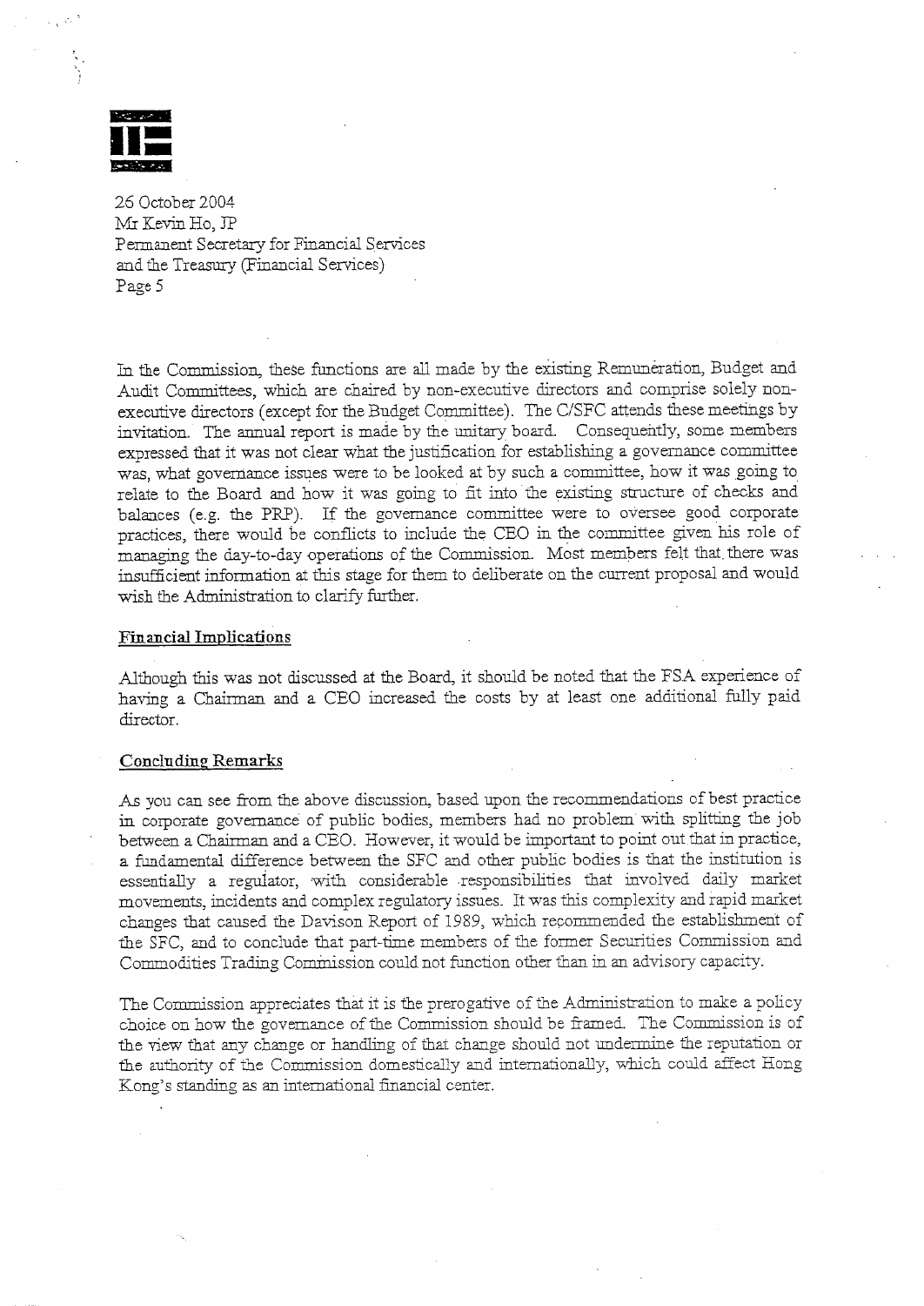26 October 2004
Mr Kevin Ho, JP
Permanent Secretary for Financial Services
and the Treasury (Financial Services)

In the Commission, these functions are all made by the existing Remuneration, Budget and Audit Committees, which are chaired by non-executive directors and comprise solely non-executive directors (except for the Budget Committee). The C/SFC attends these meetings by invitation. The annual report is made by the unitary board. Consequently, some members expressed that it was not clear what the justification for establishing a governance committee was, what governance issues were to be looked at by such a committee, how it was going to relate to the Board and how it was going to fit into the existing structure of checks and balances (e.g. the PRP). If the governance committee were to oversee good corporate practices, there would be conflicts to include the CEO in the committee given his role of managing the day-to-day operations of the Commission. Most members felt that there was insufficient information at this stage for them to deliberate on the current proposal and would wish the Administration to clarify further.

**Financial Implications**

Although this was not discussed at the Board, it should be noted that the FSA experience of having a Chairman and a CEO increased the costs by at least one additional fully paid director.

**Concluding Remarks**

As you can see from the above discussion, based upon the recommendations of best practice in corporate governance of public bodies, members had no problem with splitting the job between a Chairman and a CEO. However, it would be important to point out that in practice, a fundamental difference between the SFC and other public bodies is that the institution is essentially a regulator, with considerable responsibilities that involved daily market movements, incidents and complex regulatory issues. It was this complexity and rapid market changes that caused the Davison Report of 1989, which recommended the establishment of the SFC, and to conclude that part-time members of the former Securities Commission and Commodities Trading Commission could not function other than in an advisory capacity.

The Commission appreciates that it is the prerogative of the Administration to make a policy choice on how the governance of the Commission should be framed. The Commission is of the view that any change or handling of that change should not undermine the reputation or the authority of the Commission domestically and internationally, which could affect Hong Kong's standing as an international financial center.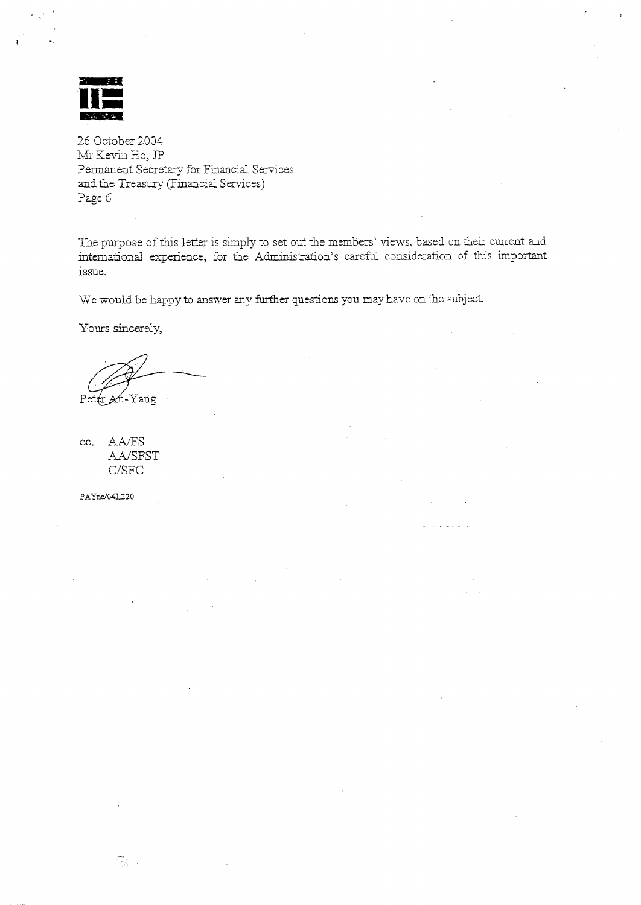26 October 2004
Mr Kevin Ho, JP
Permanent Secretary for Financial Services
and the Treasury (Financial Services)
Page 6

The purpose of this letter is simply to set out the members' views, based on their current and international experience, for the Administration's careful consideration of this important issue.

We would be happy to answer any further questions you may have on the subject.

Yours sincerely,

Peter Au-Yang

cc. AA/FS
AA/SFST
C/SFC

PAYnc/04L220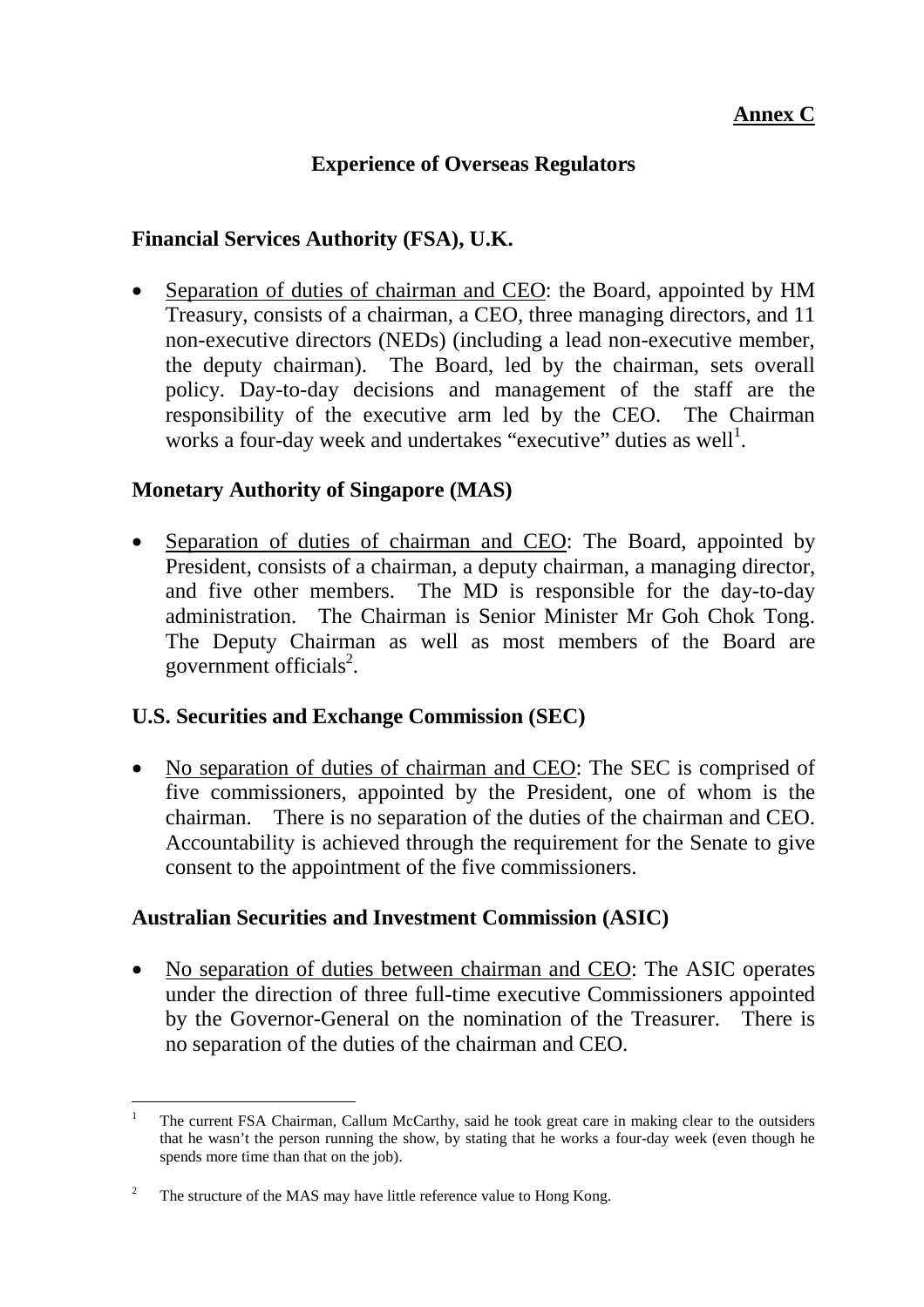**Annex C**

## Experience of Overseas Regulators

### Financial Services Authority (FSA), U.K.

- Separation of duties of chairman and CEO: the Board, appointed by HM Treasury, consists of a chairman, a CEO, three managing directors, and 11 non-executive directors (NEDs) (including a lead non-executive member, the deputy chairman). The Board, led by the chairman, sets overall policy. Day-to-day decisions and management of the staff are the responsibility of the executive arm led by the CEO. The Chairman works a four-day week and undertakes "executive" duties as well[1].

### Monetary Authority of Singapore (MAS)

- Separation of duties of chairman and CEO: The Board, appointed by President, consists of a chairman, a deputy chairman, a managing director, and five other members. The MD is responsible for the day-to-day administration. The Chairman is Senior Minister Mr Goh Chok Tong. The Deputy Chairman as well as most members of the Board are government officials[2].

### U.S. Securities and Exchange Commission (SEC)

- No separation of duties of chairman and CEO: The SEC is comprised of five commissioners, appointed by the President, one of whom is the chairman. There is no separation of the duties of the chairman and CEO. Accountability is achieved through the requirement for the Senate to give consent to the appointment of the five commissioners.

### Australian Securities and Investment Commission (ASIC)

- No separation of duties between chairman and CEO: The ASIC operates under the direction of three full-time executive Commissioners appointed by the Governor-General on the nomination of the Treasurer. There is no separation of the duties of the chairman and CEO.

---

[1] The current FSA Chairman, Callum McCarthy, said he took great care in making clear to the outsiders that he wasn't the person running the show, by stating that he works a four-day week (even though he spends more time than that on the job).

[2] The structure of the MAS may have little reference value to Hong Kong.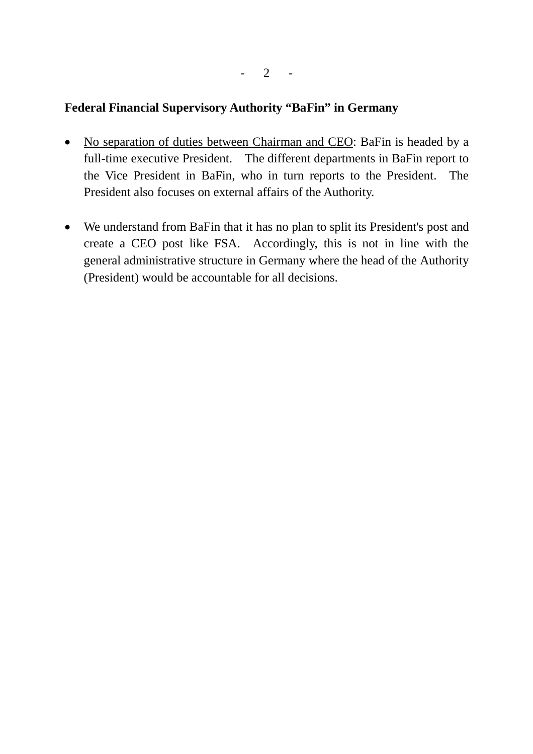**Federal Financial Supervisory Authority "BaFin" in Germany**

- <u>No separation of duties between Chairman and CEO</u>: BaFin is headed by a full-time executive President. The different departments in BaFin report to the Vice President in BaFin, who in turn reports to the President. The President also focuses on external affairs of the Authority.

- We understand from BaFin that it has no plan to split its President's post and create a CEO post like FSA. Accordingly, this is not in line with the general administrative structure in Germany where the head of the Authority (President) would be accountable for all decisions.